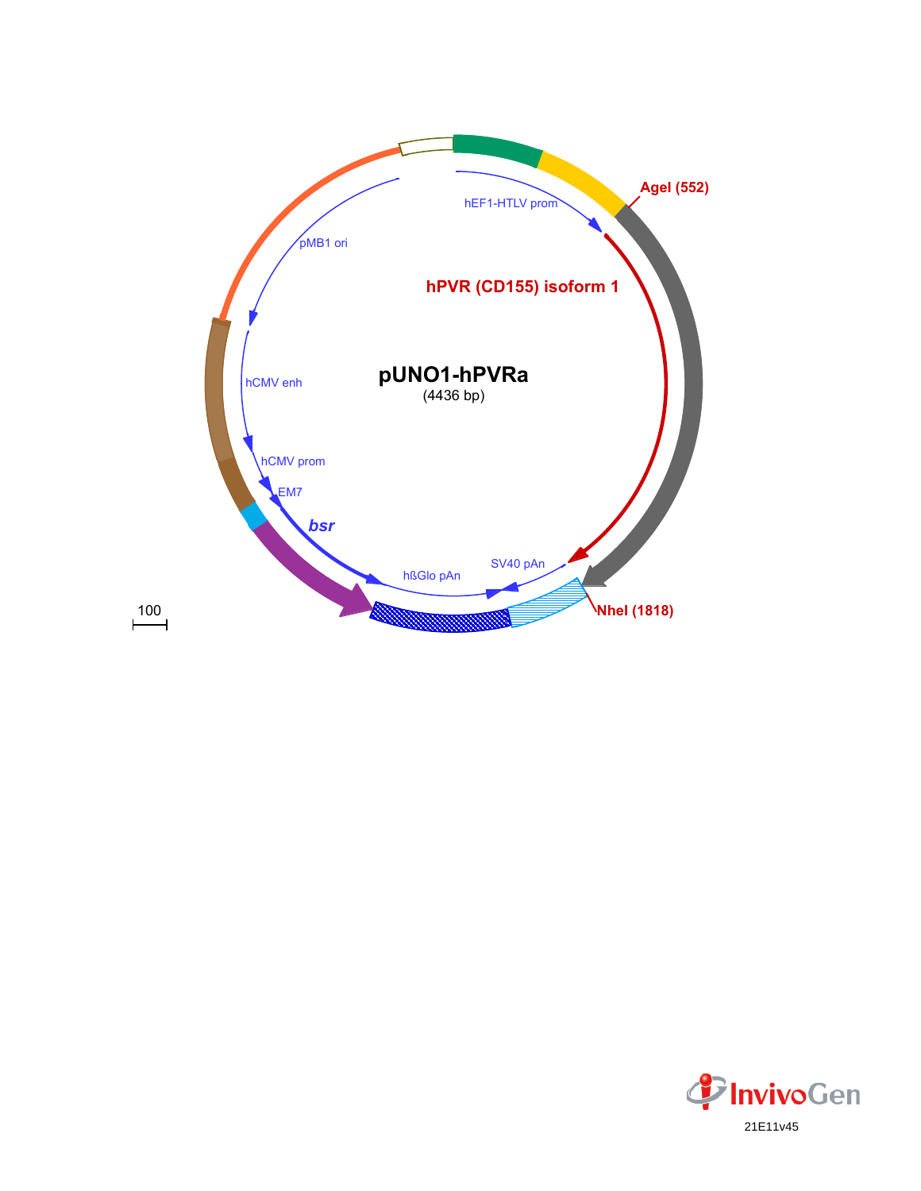**pUNO1-hPVRa**
(4436 bp)

hEF1-HTLV prom

AgeI (552)

hPVR (CD155) isoform 1

pMB1 ori

hCMV enh

hCMV prom

EM7

*bsr*

hßGlo pAn

SV40 pAn

NheI (1818)

100

21E11v45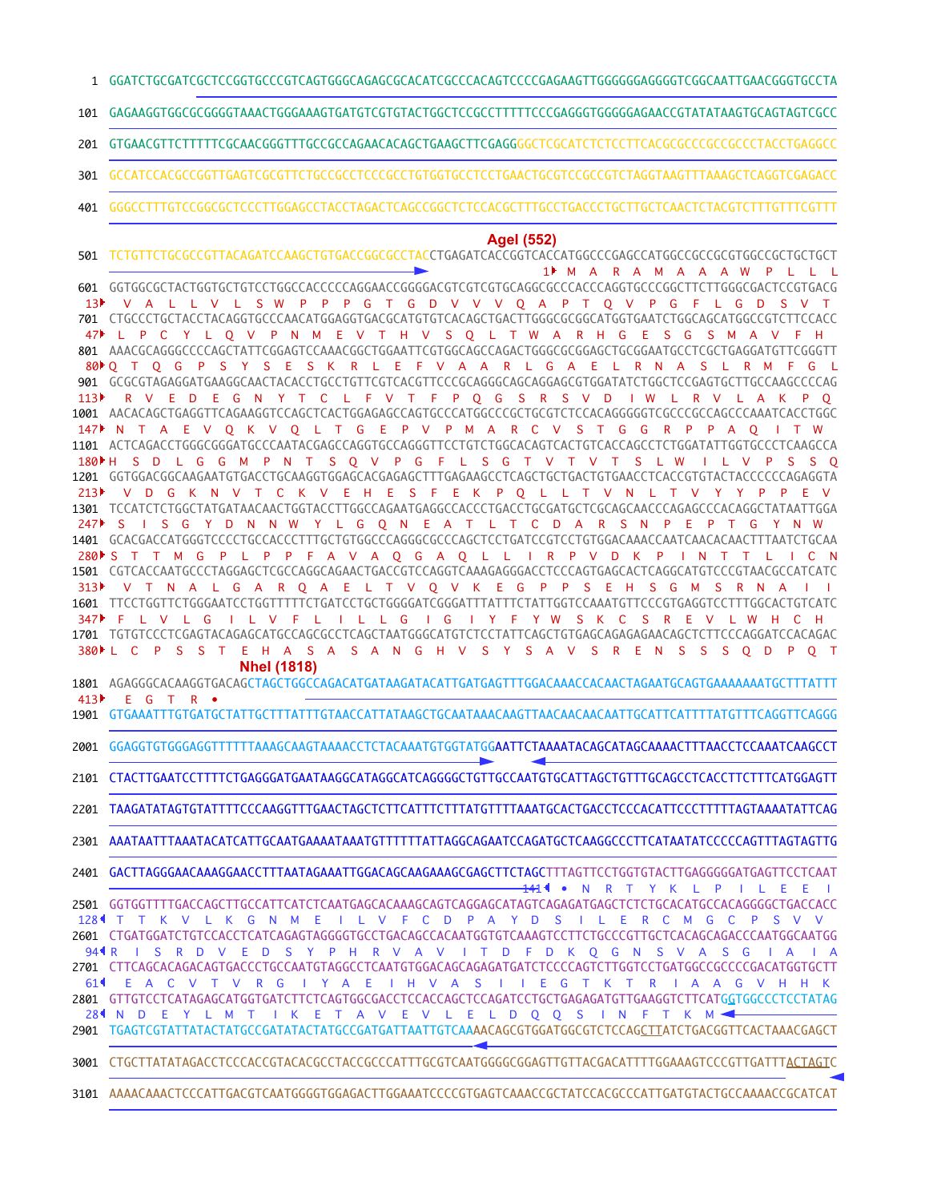```
1    GGATCTGCGATCGCTCCGGTGCCCGTCAGTGGGCAGAGCGCACATCGCCCACAGTCCCCGAGAAGTTGGGGGGAGGGGTCGGCAATTGAACGGGTGCCTA

101  GAGAAGGTGGCGCGGGGTAAACTGGGAAAGTGATGTCGTGTACTGGCTCCGCCTTTTTCCCGAGGGTGGGGGAGAACCGTATATAAGTGCAGTAGTCGCC

201  GTGAACGTTCTTTTTCGCAACGGGTTTGCCGCCAGAACACAGCTGAAGCTTCGAGGGGCTCGCATCTCTCCTTCACGCGCCCGCCGCCCTACCTGAGGCC

301  GCCATCCACGCCGGTTGAGTCGCGTTCTGCCGCCTCCCGCCTGTGGTGCCTCCTGAACTGCGTCCGCCGTCTAGGTAAGTTTAAAGCTCAGGTCGAGACC

401  GGGCCTTTGTCCGGCGCTCCCTTGGAGCCTACCTAGACTCAGCCGGCTCTCCACGCTTTGCCTGACCCTGCTTGCTCAACTCTACGTCTTTGTTTCGTTT

                                                     AgeI (552)
501  TCTGTTCTGCGCCGTTACAGATCCAAGCTGTGACCGGCGCCTACCTGAGATCACCGGTCACCATGGCCCGAGCCATGGCCGCCGCGTGGCCGCTGCTGCT
                                                                    1▸ M  A  R  A  M  A  A  A  W  P  L  L  L
601  GGTGGCGCTACTGGTGCTGTCCTGGCCACCCCCAGGAACCGGGGACGTCGTCGTGCAGGCGCCCACCCAGGTGCCCGGCTTCTTGGGCGACTCCGTGACG
13▸   V  A  L  L  V  L  S  W  P  P  P  G  T  G  D  V  V  V  Q  A  P  T  Q  V  P  G  F  L  G  D  S  V  T
701  CTGCCCTGCTACCTACAGGTGCCCAACATGGAGGTGACGCATGTGTCACAGCTGACTTGGGCGCGGCATGGTGAATCTGGCAGCATGGCCGTCTTCCACC
47▸  L  P  C  Y  L  Q  V  P  N  M  E  V  T  H  V  S  Q  L  T  W  A  R  H  G  E  S  G  S  M  A  V  F  H
801  AAACGCAGGGCCCCAGCTATTCGGAGTCCAAACGGCTGGAATTCGTGGCAGCCAGACTGGGCGCGGAGCTGCGGAATGCCTCGCTGAGGATGTTCGGGTT
80▸ Q  T  Q  G  P  S  Y  S  E  S  K  R  L  E  F  V  A  A  R  L  G  A  E  L  R  N  A  S  L  R  M  F  G  L
901  GCGCGTAGAGGATGAAGGCAACTACACCTGCCTGTTCGTCACGTTCCCGCAGGGCAGCAGGAGCGTGGATATCTGGCTCCGAGTGCTTGCCAAGCCCCAG
113▸  R  V  E  D  E  G  N  Y  T  C  L  F  V  T  F  P  Q  G  S  R  S  V  D  I  W  L  R  V  L  A  K  P  Q
1001 AACACAGCTGAGGTTCAGAAGGTCCAGCTCACTGGAGAGCCAGTGCCCATGGCCCGCTGCGTCTCCACAGGGGGTCGCCCGCCAGCCCAAATCACCTGGC
147▸ N  T  A  E  V  Q  K  V  Q  L  T  G  E  P  V  P  M  A  R  C  V  S  T  G  G  R  P  P  A  Q  I  T  W
1101 ACTCAGACCTGGGCGGGATGCCCAATACGAGCCAGGTGCCAGGGTTCCTGTCTGGCACAGTCACTGTCACCAGCCTCTGGATATTGGTGCCCTCAAGCCA
180▸ H  S  D  L  G  G  M  P  N  T  S  Q  V  P  G  F  L  S  G  T  V  T  V  T  S  L  W  I  L  V  P  S  S  Q
1201 GGTGGACGGCAAGAATGTGACCTGCAAGGTGGAGCACGAGAGCTTTGAGAAGCCTCAGCTGCTGACTGTGAACCTCACCGTGTACTACCCCCCAGAGGTA
213▸  V  D  G  K  N  V  T  C  K  V  E  H  E  S  F  E  K  P  Q  L  L  T  V  N  L  T  V  Y  Y  P  P  E  V
1301 TCCATCTCTGGCTATGATAACAACTGGTACCTTGGCCAGAATGAGGCCACCCTGACCTGCGATGCTCGCAGCAACCCAGAGCCCACAGGCTATAATTGGA
247▸  S  I  S  G  Y  D  N  N  W  Y  L  G  Q  N  E  A  T  L  T  C  D  A  R  S  N  P  E  P  T  G  Y  N  W
1401 GCACGACCATGGGTCCCCTGCCACCCTTTGCTGTGGCCCAGGGCGCCCAGCTCCTGATCCGTCCTGTGGACAAACCAATCAACACAACTTTAATCTGCAA
280▸ S  T  T  M  G  P  L  P  P  F  A  V  A  Q  G  A  Q  L  L  I  R  P  V  D  K  P  I  N  T  T  L  I  C  N
1501 CGTCACCAATGCCCTAGGAGCTCGCCAGGCAGAACTGACCGTCCAGGTCAAAGAGGGACCTCCCAGTGAGCACTCAGGCATGTCCCGTAACGCCATCATC
313▸  V  T  N  A  L  G  A  R  Q  A  E  L  T  V  Q  V  K  E  G  P  P  S  E  H  S  G  M  S  R  N  A  I  I
1601 TTCCTGGTTCTGGGAATCCTGGTTTTTCTGATCCTGCTGGGGATCGGGATTTATTTCTATTGGTCCAAATGTTCCCGTGAGGTCCTTTGGCACTGTCATC
347▸  F  L  V  L  G  I  L  V  F  L  I  L  L  G  I  G  I  Y  F  Y  W  S  K  C  S  R  E  V  L  W  H  C  H
1701 TGTGTCCCTCGAGTACAGAGCATGCCAGCGCCTCAGCTAATGGGCATGTCTCCTATTCAGCTGTGAGCAGAGAGAACAGCTCTTCCCAGGATCCACAGAC
380▸ L  C  P  S  S  T  E  H  A  S  A  S  A  N  G  H  V  S  Y  S  A  V  S  R  E  N  S  S  S  Q  D  P  Q  T
                  NheI (1818)
1801 AGAGGGCACAAGGTGACAGCTAGCTGGCCAGACATGATAAGATACATTGATGAGTTTGGACAAACCACAACTAGAATGCAGTGAAAAAAATGCTTTATTT
413▸  E  G  T  R  •
1901 GTGAAATTTGTGATGCTATTGCTTTATTTGTAACCATTATAAGCTGCAATAAACAAGTTAACAACAACAATTGCATTCATTTTATGTTTCAGGTTCAGGG

2001 GGAGGTGTGGGAGGTTTTTTAAAGCAAGTAAAACCTCTACAAATGTGGTATGGAATTCTAAAATACAGCATAGCAAAACTTTAACCTCCAAATCAAGCCT

2101 CTACTTGAATCCTTTTCTGAGGGATGAATAAGGCATAGGCATCAGGGGCTGTTGCCAATGTGCATTAGCTGTTTGCAGCCTCACCTTCTTTCATGGAGTT

2201 TAAGATATAGTGTATTTTCCCAAGGTTTGAACTAGCTCTTCATTTCTTTATGTTTTAAATGCACTGACCTCCCACATTCCCTTTTTAGTAAAATATTCAG

2301 AAATAATTTAAATACATCATTGCAATGAAAATAAATGTTTTTTATTAGGCAGAATCCAGATGCTCAAGGCCCTTCATAATATCCCCCAGTTTAGTAGTTG

2401 GACTTAGGGAACAAAGGAACCTTTAATAGAAATTGGACAGCAAGAAAGCGAGCTTCTAGCTTTAGTTCCTGGTGTACTTGAGGGGGATGAGTTCCTCAAT
                                                                141◂  •  N  R  T  Y  K  L  P  I  L  E  E  I
2501 GGTGGTTTTGACCAGCTTGCCATTCATCTCAATGAGCACAAAGCAGTCAGGAGCATAGTCAGAGATGAGCTCTCTGCACATGCCACAGGGGCTGACCACC
128◂  T  T  K  V  L  K  G  N  M  E  I  L  V  F  C  D  P  A  Y  D  S  I  L  E  R  C  M  G  C  P  S  V  V
2601 CTGATGGATCTGTCCACCTCATCAGAGTAGGGGTGCCTGACAGCCACAATGGTGTCAAAGTCCTTCTGCCCGTTGCTCACAGCAGACCCAATGGCAATGG
94◂  R  I  S  R  D  V  E  D  S  Y  P  H  R  V  A  V  I  T  D  F  D  K  Q  G  N  S  V  A  S  G  I  A  I  A
2701 CTTCAGCACAGACAGTGACCCTGCCAATGTAGGCCTCAATGTGGACAGCAGAGATGATCTCCCCAGTCTTGGTCCTGATGGCGCCCCGACATGGTGCTT
61◂   E  A  C  V  T  V  R  G  I  Y  A  E  I  H  V  A  S  I  I  E  G  T  K  T  R  I  A  A  G  V  H  H  K
2801 GTTGTCCTCATAGAGCATGGTGATCTTCTCAGTGGCGACCTCCACCAGCTCCAGATCCTGCTGAGAGATGTTGAAGGTCTTCATGGTGGCCCTCCTATAG
28◂  N  D  E  Y  L  M  T  I  K  E  T  A  V  E  V  L  E  L  D  Q  Q  S  I  N  F  T  K  M
2901 TGAGTCGTATTATACTATGCCGATATACTATGCCGATGATTAATTGTCAAAACAGCGTGGATGGCGTCTCCAGCTTATCTGACGGTTCACTAAACGAGCT

3001 CTGCTTATATAGACCTCCCACCGTACACGCCTACCGCCCATTTGCGTCAATGGGGCGGAGTTGTTACGACATTTTGGAAAGTCCCGTTGATTTACTAGTC

3101 AAAACAAACTCCCATTGACGTCAATGGGGTGGAGACTTGGAAATCCCCGTGAGTCAAACCGCTATCCACGCCCATTGATGTACTGCCAAAACCGCATCAT
```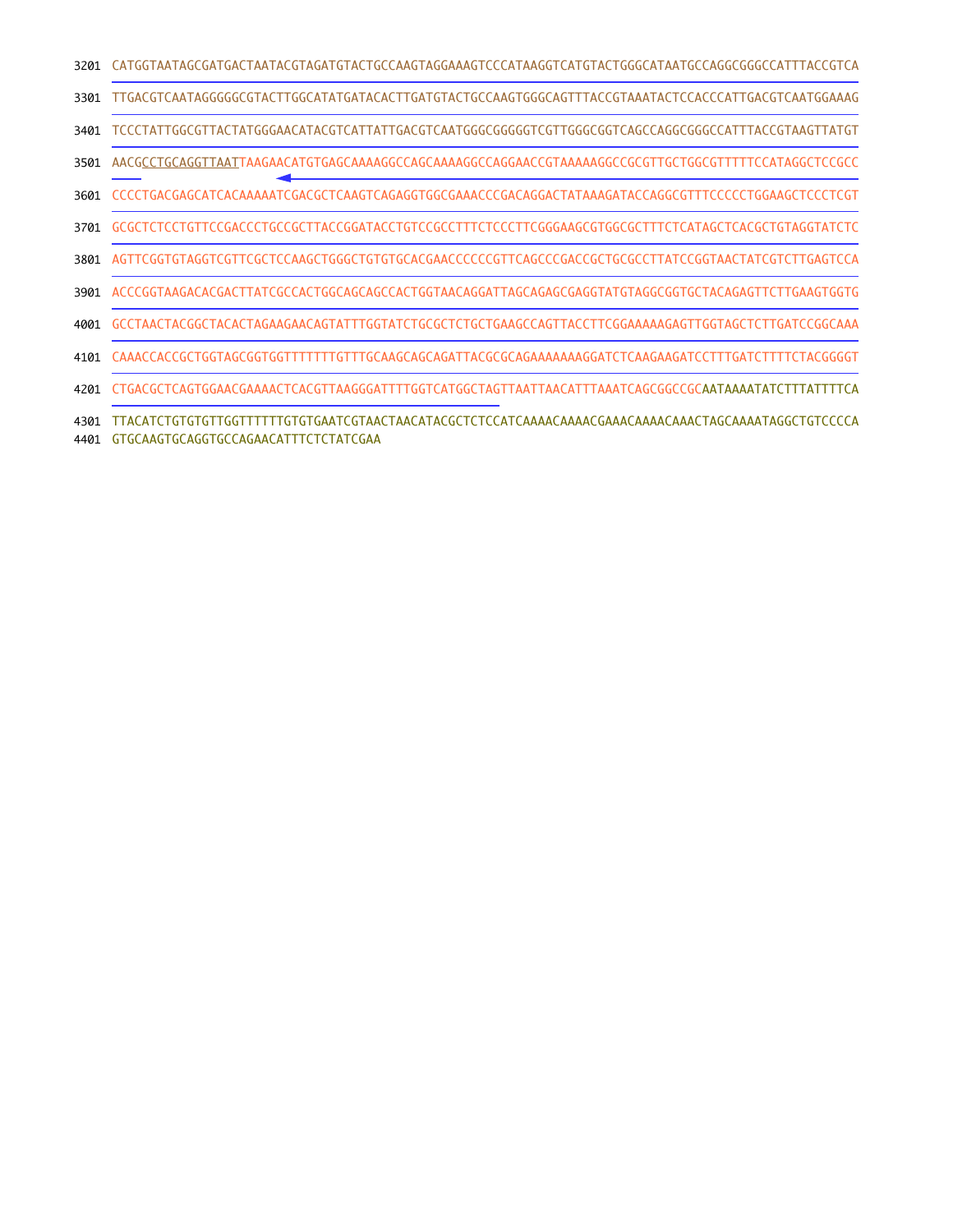```
3201 CATGGTAATAGCGATGACTAATACGTAGATGTACTGCCAAGTAGGAAAGTCCCATAAGGTCATGTACTGGGCATAATGCCAGGCGGGCCATTTACCGTCA
3301 TTGACGTCAATAGGGGGCGTACTTGGCATATGATACACTTGATGTACTGCCAAGTGGGCAGTTTACCGTAAATACTCCACCCATTGACGTCAATGGAAAG
3401 TCCCTATTGGCGTTACTATGGGAACATACGTCATTATTGACGTCAATGGGCGGGGGTCGTTGGGCGGTCAGCCAGGCGGGCCATTTACCGTAAGTTATGT
3501 AACGCCTGCAGGTTAATTAAGAACATGTGAGCAAAAGGCCAGCAAAAGGCCAGGAACCGTAAAAAGGCCGCGTTGCTGGCGTTTTTCCATAGGCTCCGCC
3601 CCCCTGACGAGCATCACAAAAATCGACGCTCAAGTCAGAGGTGGCGAAACCCGACAGGACTATAAAGATACCAGGCGTTTCCCCCTGGAAGCTCCCTCGT
3701 GCGCTCTCCTGTTCCGACCCTGCCGCTTACCGGATACCTGTCCGCCTTTCTCCCTTCGGGAAGCGTGGCGCTTTCTCATAGCTCACGCTGTAGGTATCTC
3801 AGTTCGGTGTAGGTCGTTCGCTCCAAGCTGGGCTGTGTGCACGAACCCCCCGTTCAGCCCGACCGCTGCGCCTTATCCGGTAACTATCGTCTTGAGTCCA
3901 ACCCGGTAAGACACGACTTATCGCCACTGGCAGCAGCCACTGGTAACAGGATTAGCAGAGCGAGGTATGTAGGCGGTGCTACAGAGTTCTTGAAGTGGTG
4001 GCCTAACTACGGCTACACTAGAAGAACAGTATTTGGTATCTGCGCTCTGCTGAAGCCAGTTACCTTCGGAAAAAGAGTTGGTAGCTCTTGATCCGGCAAA
4101 CAAACCACCGCTGGTAGCGGTGGTTTTTTTGTTTGCAAGCAGCAGATTACGCGCAGAAAAAAAGGATCTCAAGAAGATCCTTTGATCTTTTCTACGGGGT
4201 CTGACGCTCAGTGGAACGAAAACTCACGTTAAGGGATTTTGGTCATGGCTAGTTAATTAACATTTAAATCAGCGGCCGCAATAAAATATCTTTATTTTCA
4301 TTACATCTGTGTGTTGGTTTTTTGTGTGAATCGTAACTAACATACGCTCTCCATCAAAACAAAACGAAACAAAACAAACTAGCAAAATAGGCTGTCCCCA
4401 GTGCAAGTGCAGGTGCCAGAACATTTCTCTATCGAA
```